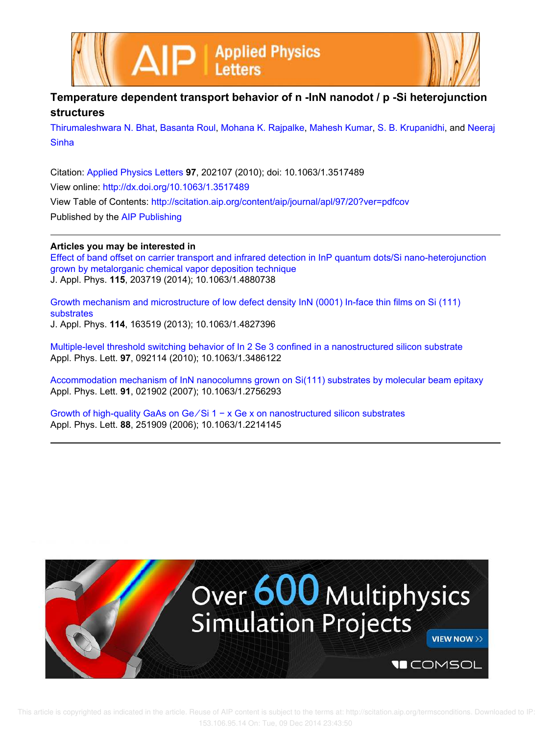# Temperature dependent transport behavior of n -InN nanodot / p -Si heterojunction structures

Thirumaleshwara N. Bhat, Basanta Roul, Mohana K. Rajpalke, Mahesh Kumar, S. B. Krupanidhi, and Neeraj Sinha

Citation: Applied Physics Letters **97**, 202107 (2010); doi: 10.1063/1.3517489

View online: http://dx.doi.org/10.1063/1.3517489

View Table of Contents: http://scitation.aip.org/content/aip/journal/apl/97/20?ver=pdfcov

Published by the AIP Publishing

## Articles you may be interested in

Effect of band offset on carrier transport and infrared detection in InP quantum dots/Si nano-heterojunction grown by metalorganic chemical vapor deposition technique
J. Appl. Phys. **115**, 203719 (2014); 10.1063/1.4880738

Growth mechanism and microstructure of low defect density InN (0001) In-face thin films on Si (111) substrates
J. Appl. Phys. **114**, 163519 (2013); 10.1063/1.4827396

Multiple-level threshold switching behavior of $In_2Se_3$ confined in a nanostructured silicon substrate
Appl. Phys. Lett. **97**, 092114 (2010); 10.1063/1.3486122

Accommodation mechanism of InN nanocolumns grown on Si(111) substrates by molecular beam epitaxy
Appl. Phys. Lett. **91**, 021902 (2007); 10.1063/1.2756293

Growth of high-quality GaAs on Ge/$Si_{1-x}Ge_x$ on nanostructured silicon substrates
Appl. Phys. Lett. **88**, 251909 (2006); 10.1063/1.2214145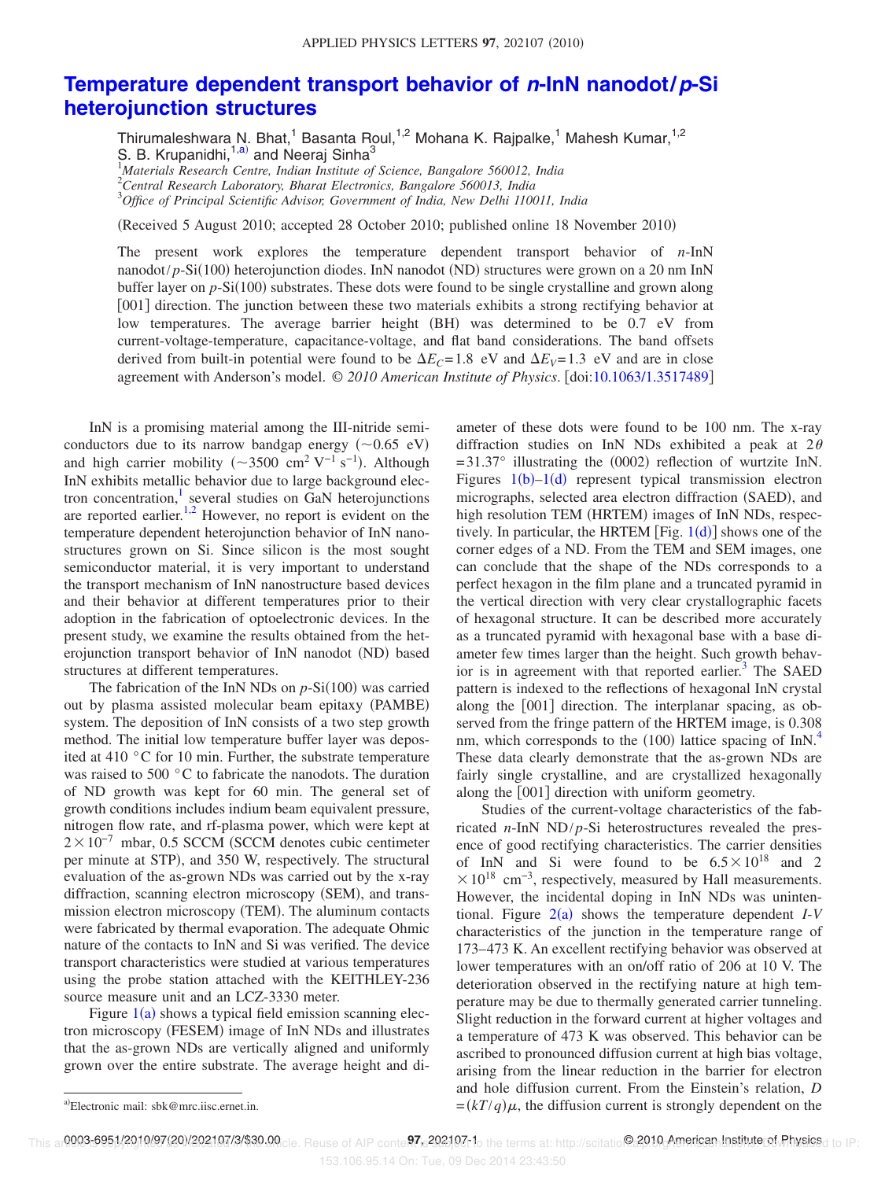# Temperature dependent transport behavior of *n*-InN nanodot/*p*-Si heterojunction structures

Thirumaleshwara N. Bhat,[1] Basanta Roul,[1,2] Mohana K. Rajpalke,[1] Mahesh Kumar,[1,2] S. B. Krupanidhi,[1,a)] and Neeraj Sinha[3]

[1]*Materials Research Centre, Indian Institute of Science, Bangalore 560012, India*
[2]*Central Research Laboratory, Bharat Electronics, Bangalore 560013, India*
[3]*Office of Principal Scientific Advisor, Government of India, New Delhi 110011, India*

(Received 5 August 2010; accepted 28 October 2010; published online 18 November 2010)

The present work explores the temperature dependent transport behavior of *n*-InN nanodot/*p*-Si(100) heterojunction diodes. InN nanodot (ND) structures were grown on a 20 nm InN buffer layer on *p*-Si(100) substrates. These dots were found to be single crystalline and grown along [001] direction. The junction between these two materials exhibits a strong rectifying behavior at low temperatures. The average barrier height (BH) was determined to be 0.7 eV from current-voltage-temperature, capacitance-voltage, and flat band considerations. The band offsets derived from built-in potential were found to be $\Delta E_C$=1.8 eV and $\Delta E_V$=1.3 eV and are in close agreement with Anderson's model. © *2010 American Institute of Physics*. [doi:10.1063/1.3517489]

InN is a promising material among the III-nitride semiconductors due to its narrow bandgap energy (~0.65 eV) and high carrier mobility (~3500 $cm^2 V^{-1} s^{-1}$). Although InN exhibits metallic behavior due to large background electron concentration,[1] several studies on GaN heterojunctions are reported earlier.[1,2] However, no report is evident on the temperature dependent heterojunction behavior of InN nanostructures grown on Si. Since silicon is the most sought semiconductor material, it is very important to understand the transport mechanism of InN nanostructure based devices and their behavior at different temperatures prior to their adoption in the fabrication of optoelectronic devices. In the present study, we examine the results obtained from the heterojunction transport behavior of InN nanodot (ND) based structures at different temperatures.

The fabrication of the InN NDs on *p*-Si(100) was carried out by plasma assisted molecular beam epitaxy (PAMBE) system. The deposition of InN consists of a two step growth method. The initial low temperature buffer layer was deposited at 410 °C for 10 min. Further, the substrate temperature was raised to 500 °C to fabricate the nanodots. The duration of ND growth was kept for 60 min. The general set of growth conditions includes indium beam equivalent pressure, nitrogen flow rate, and rf-plasma power, which were kept at $2\times10^{-7}$ mbar, 0.5 SCCM (SCCM denotes cubic centimeter per minute at STP), and 350 W, respectively. The structural evaluation of the as-grown NDs was carried out by the x-ray diffraction, scanning electron microscopy (SEM), and transmission electron microscopy (TEM). The aluminum contacts were fabricated by thermal evaporation. The adequate Ohmic nature of the contacts to InN and Si was verified. The device transport characteristics were studied at various temperatures using the probe station attached with the KEITHLEY-236 source measure unit and an LCZ-3330 meter.

Figure 1(a) shows a typical field emission scanning electron microscopy (FESEM) image of InN NDs and illustrates that the as-grown NDs are vertically aligned and uniformly grown over the entire substrate. The average height and diameter of these dots were found to be 100 nm. The x-ray diffraction studies on InN NDs exhibited a peak at $2\theta$=31.37° illustrating the (0002) reflection of wurtzite InN. Figures 1(b)–1(d) represent typical transmission electron micrographs, selected area electron diffraction (SAED), and high resolution TEM (HRTEM) images of InN NDs, respectively. In particular, the HRTEM [Fig. 1(d)] shows one of the corner edges of a ND. From the TEM and SEM images, one can conclude that the shape of the NDs corresponds to a perfect hexagon in the film plane and a truncated pyramid in the vertical direction with very clear crystallographic facets of hexagonal structure. It can be described more accurately as a truncated pyramid with hexagonal base with a base diameter few times larger than the height. Such growth behavior is in agreement with that reported earlier.[3] The SAED pattern is indexed to the reflections of hexagonal InN crystal along the [001] direction. The interplanar spacing, as observed from the fringe pattern of the HRTEM image, is 0.308 nm, which corresponds to the (100) lattice spacing of InN.[4] These data clearly demonstrate that the as-grown NDs are fairly single crystalline, and are crystallized hexagonally along the [001] direction with uniform geometry.

Studies of the current-voltage characteristics of the fabricated *n*-InN ND/*p*-Si heterostructures revealed the presence of good rectifying characteristics. The carrier densities of InN and Si were found to be $6.5\times10^{18}$ and $2\times10^{18}$ $cm^{-3}$, respectively, measured by Hall measurements. However, the incidental doping in InN NDs was unintentional. Figure 2(a) shows the temperature dependent *I-V* characteristics of the junction in the temperature range of 173–473 K. An excellent rectifying behavior was observed at lower temperatures with an on/off ratio of 206 at 10 V. The deterioration observed in the rectifying nature at high temperature may be due to thermally generated carrier tunneling. Slight reduction in the forward current at higher voltages and a temperature of 473 K was observed. This behavior can be ascribed to pronounced diffusion current at high bias voltage, arising from the linear reduction in the barrier for electron and hole diffusion current. From the Einstein's relation, $D=(kT/q)\mu$, the diffusion current is strongly dependent on the

a)Electronic mail: sbk@mrc.iisc.ernet.in.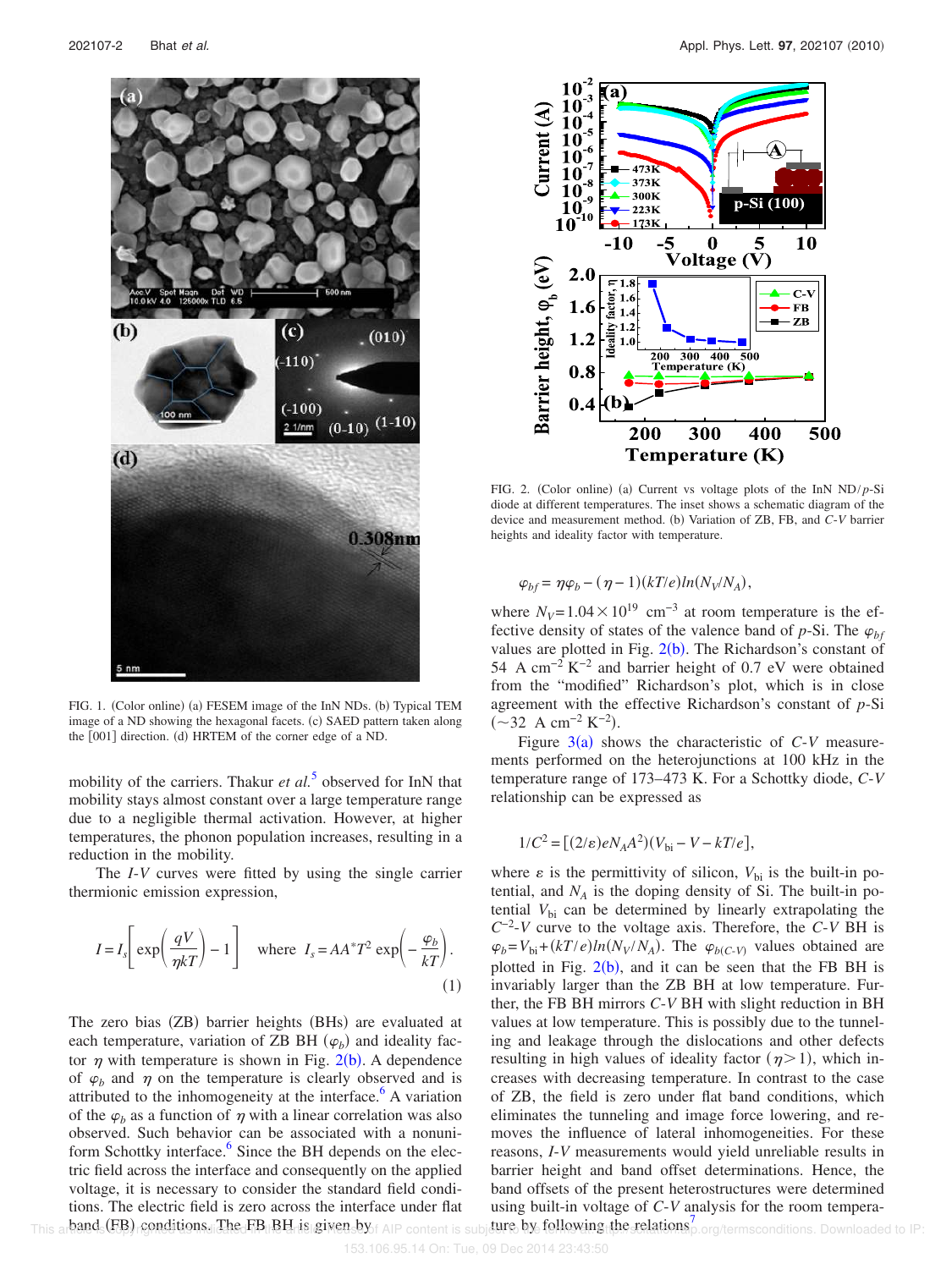FIG. 1. (Color online) (a) FESEM image of the InN NDs. (b) Typical TEM image of a ND showing the hexagonal facets. (c) SAED pattern taken along the [001] direction. (d) HRTEM of the corner edge of a ND.

mobility of the carriers. Thakur *et al.*[5] observed for InN that mobility stays almost constant over a large temperature range due to a negligible thermal activation. However, at higher temperatures, the phonon population increases, resulting in a reduction in the mobility.

The *I-V* curves were fitted by using the single carrier thermionic emission expression,

$$I = I_s\left[\exp\left(\frac{qV}{\eta kT}\right) - 1\right] \quad \text{where } I_s = AA^*T^2\exp\left(-\frac{\varphi_b}{kT}\right). \tag{1}$$

The zero bias (ZB) barrier heights (BHs) are evaluated at each temperature, variation of ZB BH ($\varphi_b$) and ideality factor $\eta$ with temperature is shown in Fig. 2(b). A dependence of $\varphi_b$ and $\eta$ on the temperature is clearly observed and is attributed to the inhomogeneity at the interface.[6] A variation of the $\varphi_b$ as a function of $\eta$ with a linear correlation was also observed. Such behavior can be associated with a nonuniform Schottky interface.[6] Since the BH depends on the electric field across the interface and consequently on the applied voltage, it is necessary to consider the standard field conditions. The electric field is zero across the interface under flat band (FB) conditions. The FB BH is given by

FIG. 2. (Color online) (a) Current vs voltage plots of the InN ND/*p*-Si diode at different temperatures. The inset shows a schematic diagram of the device and measurement method. (b) Variation of ZB, FB, and *C-V* barrier heights and ideality factor with temperature.

$$\varphi_{bf} = \eta\varphi_b - (\eta - 1)(kT/e)ln(N_V/N_A),$$

where $N_V = 1.04\times10^{19}$ cm$^{-3}$ at room temperature is the effective density of states of the valence band of *p*-Si. The $\varphi_{bf}$ values are plotted in Fig. 2(b). The Richardson's constant of 54 A cm$^{-2}$ K$^{-2}$ and barrier height of 0.7 eV were obtained from the "modified" Richardson's plot, which is in close agreement with the effective Richardson's constant of *p*-Si ($\sim$32 A cm$^{-2}$ K$^{-2}$).

Figure 3(a) shows the characteristic of *C-V* measurements performed on the heterojunctions at 100 kHz in the temperature range of 173–473 K. For a Schottky diode, *C-V* relationship can be expressed as

$$1/C^2 = [(2/\varepsilon)eN_AA^2)(V_{bi} - V - kT/e],$$

where $\varepsilon$ is the permittivity of silicon, $V_{bi}$ is the built-in potential, and $N_A$ is the doping density of Si. The built-in potential $V_{bi}$ can be determined by linearly extrapolating the $C^{-2}$-$V$ curve to the voltage axis. Therefore, the *C-V* BH is $\varphi_b = V_{bi} + (kT/e)ln(N_V/N_A)$. The $\varphi_{b(C\text{-}V)}$ values obtained are plotted in Fig. 2(b), and it can be seen that the FB BH is invariably larger than the ZB BH at low temperature. Further, the FB BH mirrors *C-V* BH with slight reduction in BH values at low temperature. This is possibly due to the tunneling and leakage through the dislocations and other defects resulting in high values of ideality factor ($\eta > 1$), which increases with decreasing temperature. In contrast to the case of ZB, the field is zero under flat band conditions, which eliminates the tunneling and image force lowering, and removes the influence of lateral inhomogeneities. For these reasons, *I-V* measurements would yield unreliable results in barrier height and band offset determinations. Hence, the band offsets of the present heterostructures were determined using built-in voltage of *C-V* analysis for the room temperature by following the relations[7]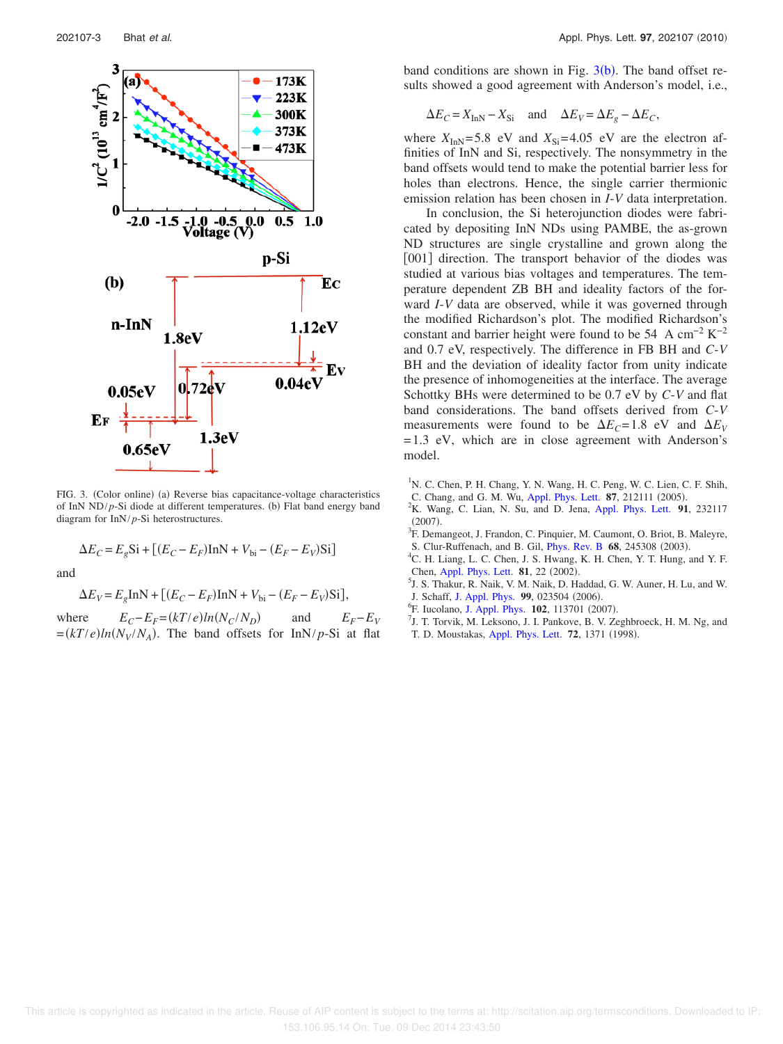(a)

$1/C^2$ ($10^{13}$ cm$^4$/F$^2$)

3

2

1

0

-2.0 -1.5 -1.0 -0.5 0.0 0.5 1.0

Voltage (V)

173K

223K

300K

373K

473K

(b)

p-Si

n-InN

Ec

1.8eV

1.12eV

Ev

0.05eV

0.72eV

0.04eV

EF

1.3eV

0.65eV

FIG. 3. (Color online) (a) Reverse bias capacitance-voltage characteristics of InN ND/$p$-Si diode at different temperatures. (b) Flat band energy band diagram for InN/$p$-Si heterostructures.

$$\Delta E_C = E_g\text{Si} + [(E_C - E_F)\text{InN} + V_{bi} - (E_F - E_V)\text{Si}]$$

and

$$\Delta E_V = E_g\text{InN} + [(E_C - E_F)\text{InN} + V_{bi} - (E_F - E_V)\text{Si}],$$

where $E_C - E_F = (kT/e)ln(N_C/N_D)$ and $E_F - E_V = (kT/e)ln(N_V/N_A)$. The band offsets for InN/$p$-Si at flat band conditions are shown in Fig. 3(b). The band offset results showed a good agreement with Anderson's model, i.e.,

$$\Delta E_C = X_{\text{InN}} - X_{\text{Si}} \quad \text{and} \quad \Delta E_V = \Delta E_g - \Delta E_C,$$

where $X_{\text{InN}} = 5.8$ eV and $X_{\text{Si}} = 4.05$ eV are the electron affinities of InN and Si, respectively. The nonsymmetry in the band offsets would tend to make the potential barrier less for holes than electrons. Hence, the single carrier thermionic emission relation has been chosen in $I$-$V$ data interpretation.

In conclusion, the Si heterojunction diodes were fabricated by depositing InN NDs using PAMBE, the as-grown ND structures are single crystalline and grown along the [001] direction. The transport behavior of the diodes was studied at various bias voltages and temperatures. The temperature dependent ZB BH and ideality factors of the forward $I$-$V$ data are observed, while it was governed through the modified Richardson's plot. The modified Richardson's constant and barrier height were found to be 54 A cm$^{-2}$ K$^{-2}$ and 0.7 eV, respectively. The difference in FB BH and $C$-$V$ BH and the deviation of ideality factor from unity indicate the presence of inhomogeneities at the interface. The average Schottky BHs were determined to be 0.7 eV by $C$-$V$ and flat band considerations. The band offsets derived from $C$-$V$ measurements were found to be $\Delta E_C = 1.8$ eV and $\Delta E_V = 1.3$ eV, which are in close agreement with Anderson's model.

[1] N. C. Chen, P. H. Chang, Y. N. Wang, H. C. Peng, W. C. Lien, C. F. Shih, C. Chang, and G. M. Wu, Appl. Phys. Lett. **87**, 212111 (2005).

[2] K. Wang, C. Lian, N. Su, and D. Jena, Appl. Phys. Lett. **91**, 232117 (2007).

[3] F. Demangeot, J. Frandon, C. Pinquier, M. Caumont, O. Briot, B. Maleyre, S. Clur-Ruffenach, and B. Gil, Phys. Rev. B **68**, 245308 (2003).

[4] C. H. Liang, L. C. Chen, J. S. Hwang, K. H. Chen, Y. T. Hung, and Y. F. Chen, Appl. Phys. Lett. **81**, 22 (2002).

[5] J. S. Thakur, R. Naik, V. M. Naik, D. Haddad, G. W. Auner, H. Lu, and W. J. Schaff, J. Appl. Phys. **99**, 023504 (2006).

[6] F. Iucolano, J. Appl. Phys. **102**, 113701 (2007).

[7] J. T. Torvik, M. Leksono, J. I. Pankove, B. V. Zeghbroeck, H. M. Ng, and T. D. Moustakas, Appl. Phys. Lett. **72**, 1371 (1998).